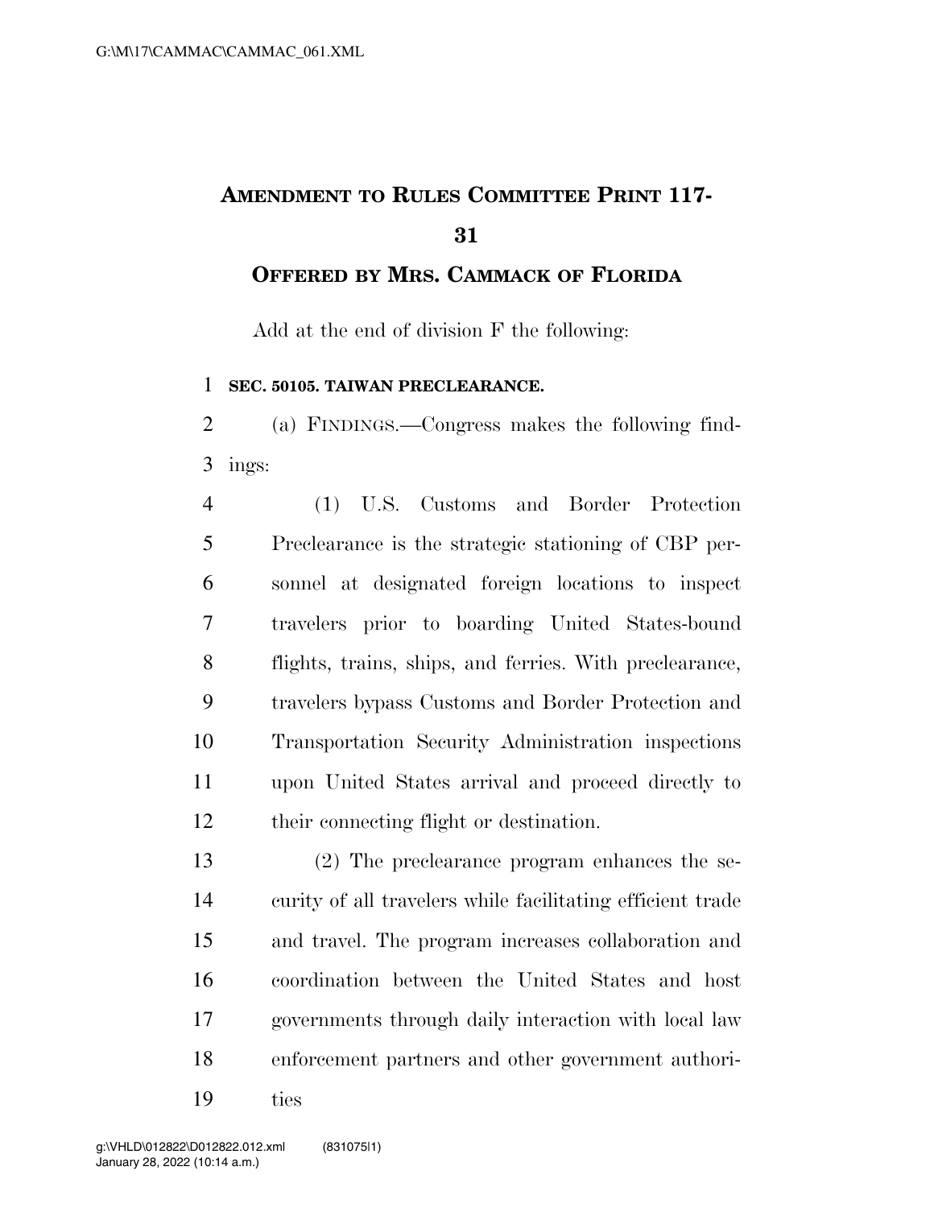## AMENDMENT TO RULES COMMITTEE PRINT 117-31

### OFFERED BY MRS. CAMMACK OF FLORIDA

Add at the end of division F the following:

**SEC. 50105. TAIWAN PRECLEARANCE.**

(a) FINDINGS.—Congress makes the following findings:

(1) U.S. Customs and Border Protection Preclearance is the strategic stationing of CBP personnel at designated foreign locations to inspect travelers prior to boarding United States-bound flights, trains, ships, and ferries. With preclearance, travelers bypass Customs and Border Protection and Transportation Security Administration inspections upon United States arrival and proceed directly to their connecting flight or destination.

(2) The preclearance program enhances the security of all travelers while facilitating efficient trade and travel. The program increases collaboration and coordination between the United States and host governments through daily interaction with local law enforcement partners and other government authorities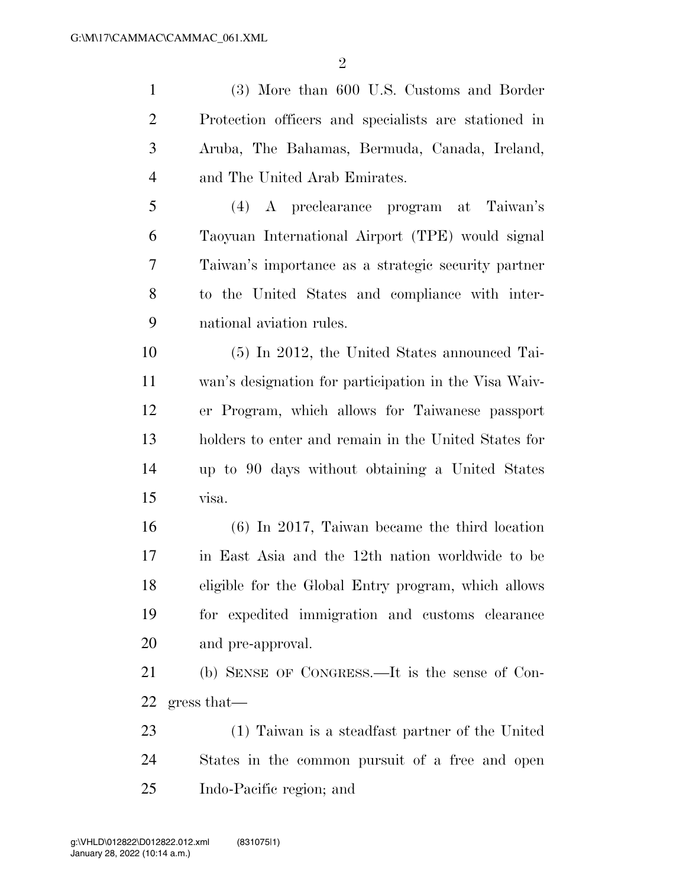(3) More than 600 U.S. Customs and Border Protection officers and specialists are stationed in Aruba, The Bahamas, Bermuda, Canada, Ireland, and The United Arab Emirates.

(4) A preclearance program at Taiwan's Taoyuan International Airport (TPE) would signal Taiwan's importance as a strategic security partner to the United States and compliance with international aviation rules.

(5) In 2012, the United States announced Taiwan's designation for participation in the Visa Waiver Program, which allows for Taiwanese passport holders to enter and remain in the United States for up to 90 days without obtaining a United States visa.

(6) In 2017, Taiwan became the third location in East Asia and the 12th nation worldwide to be eligible for the Global Entry program, which allows for expedited immigration and customs clearance and pre-approval.

(b) SENSE OF CONGRESS.—It is the sense of Congress that—

(1) Taiwan is a steadfast partner of the United States in the common pursuit of a free and open Indo-Pacific region; and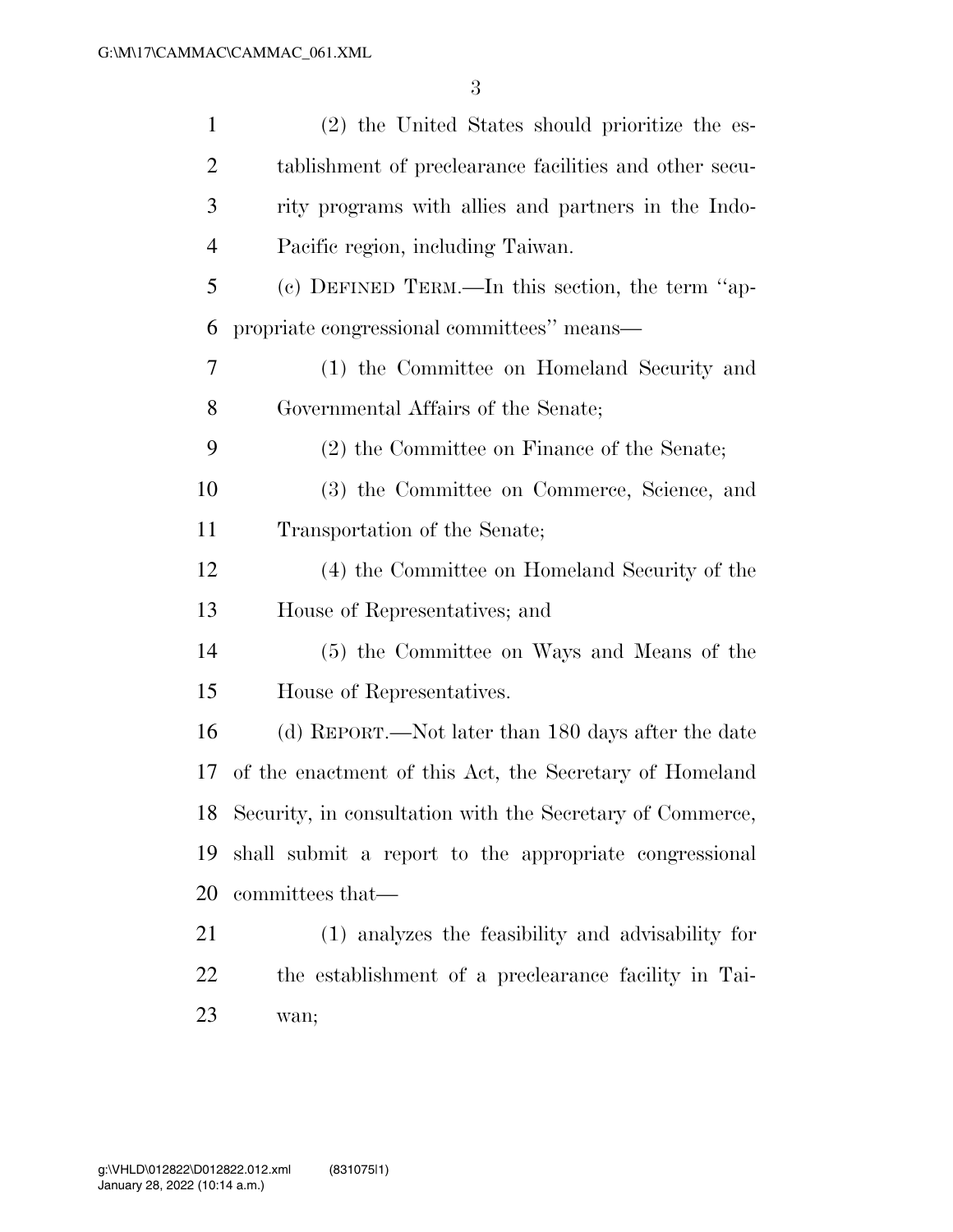(2) the United States should prioritize the establishment of preclearance facilities and other security programs with allies and partners in the Indo-Pacific region, including Taiwan.

(c) DEFINED TERM.—In this section, the term ''appropriate congressional committees'' means—

(1) the Committee on Homeland Security and Governmental Affairs of the Senate;

(2) the Committee on Finance of the Senate;

(3) the Committee on Commerce, Science, and Transportation of the Senate;

(4) the Committee on Homeland Security of the House of Representatives; and

(5) the Committee on Ways and Means of the House of Representatives.

(d) REPORT.—Not later than 180 days after the date of the enactment of this Act, the Secretary of Homeland Security, in consultation with the Secretary of Commerce, shall submit a report to the appropriate congressional committees that—

(1) analyzes the feasibility and advisability for the establishment of a preclearance facility in Taiwan;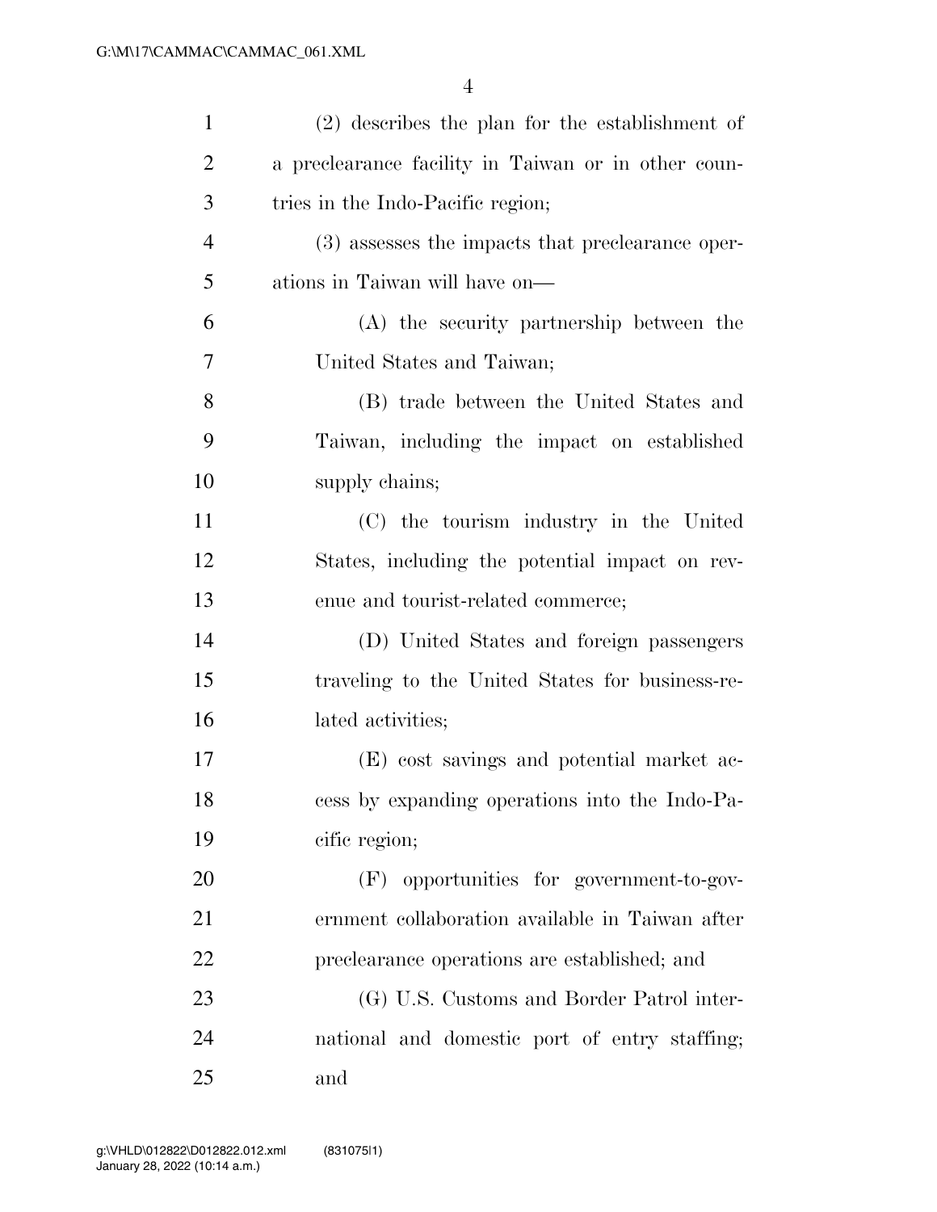(2) describes the plan for the establishment of a preclearance facility in Taiwan or in other countries in the Indo-Pacific region;

(3) assesses the impacts that preclearance operations in Taiwan will have on—

(A) the security partnership between the United States and Taiwan;

(B) trade between the United States and Taiwan, including the impact on established supply chains;

(C) the tourism industry in the United States, including the potential impact on revenue and tourist-related commerce;

(D) United States and foreign passengers traveling to the United States for business-related activities;

(E) cost savings and potential market access by expanding operations into the Indo-Pacific region;

(F) opportunities for government-to-government collaboration available in Taiwan after preclearance operations are established; and

(G) U.S. Customs and Border Patrol international and domestic port of entry staffing; and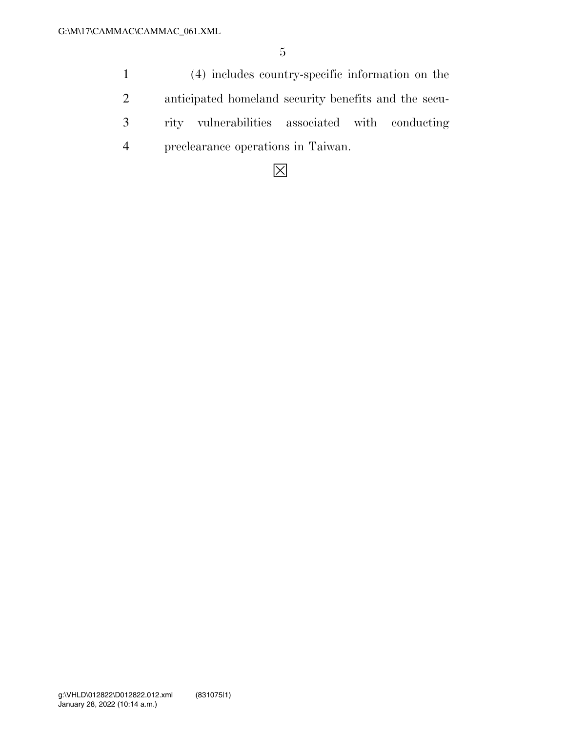(4) includes country-specific information on the anticipated homeland security benefits and the security vulnerabilities associated with conducting preclearance operations in Taiwan.